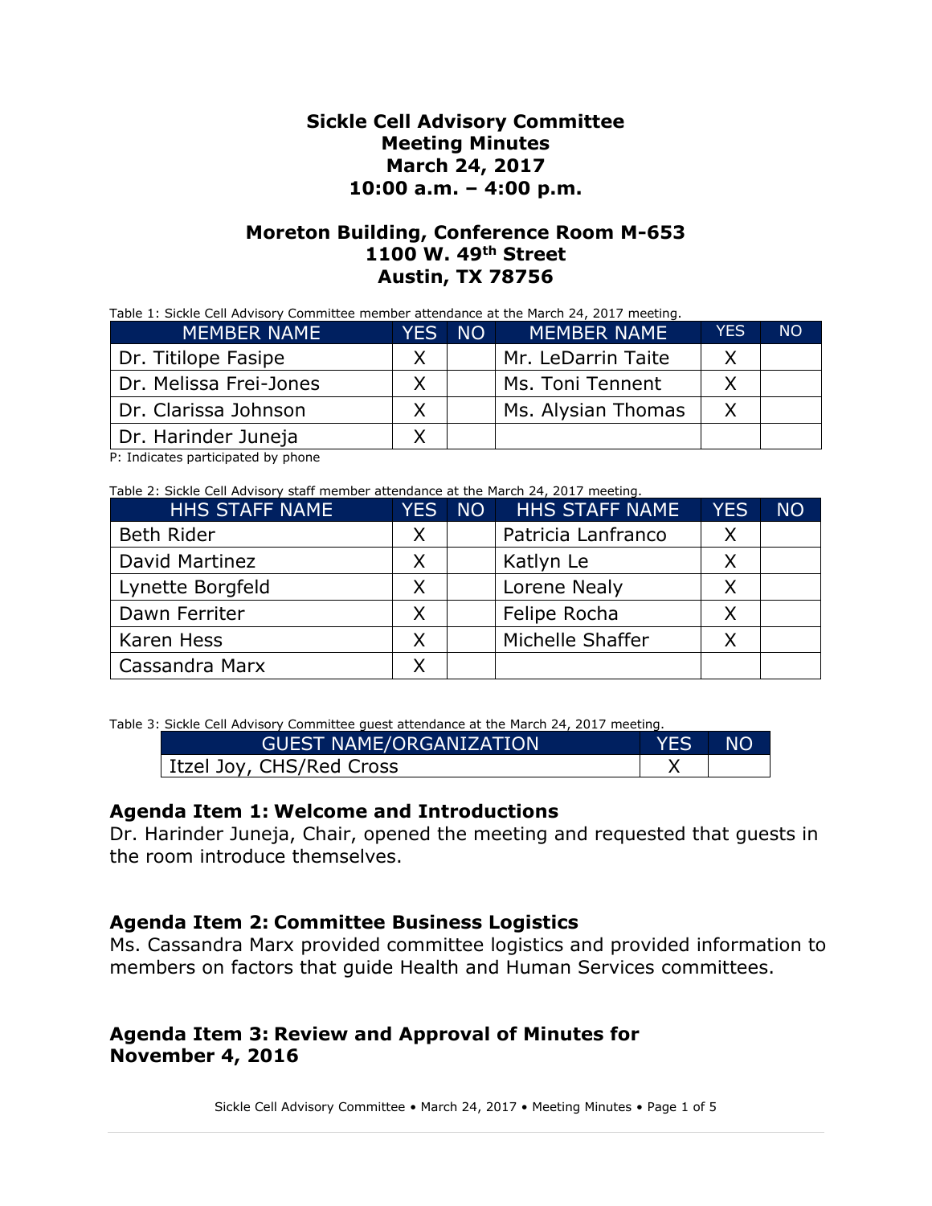# Sickle Cell Advisory Committee
# Meeting Minutes
# March 24, 2017
# 10:00 a.m. – 4:00 p.m.

## Moreton Building, Conference Room M-653
## 1100 W. 49th Street
## Austin, TX 78756

Table 1: Sickle Cell Advisory Committee member attendance at the March 24, 2017 meeting.

| MEMBER NAME | YES | NO | MEMBER NAME | YES | NO |
|---|---|---|---|---|---|
| Dr. Titilope Fasipe | X | | Mr. LeDarrin Taite | X | |
| Dr. Melissa Frei-Jones | X | | Ms. Toni Tennent | X | |
| Dr. Clarissa Johnson | X | | Ms. Alysian Thomas | X | |
| Dr. Harinder Juneja | X | | | | |

P: Indicates participated by phone

Table 2: Sickle Cell Advisory staff member attendance at the March 24, 2017 meeting.

| HHS STAFF NAME | YES | NO | HHS STAFF NAME | YES | NO |
|---|---|---|---|---|---|
| Beth Rider | X | | Patricia Lanfranco | X | |
| David Martinez | X | | Katlyn Le | X | |
| Lynette Borgfeld | X | | Lorene Nealy | X | |
| Dawn Ferriter | X | | Felipe Rocha | X | |
| Karen Hess | X | | Michelle Shaffer | X | |
| Cassandra Marx | X | | | | |

Table 3: Sickle Cell Advisory Committee guest attendance at the March 24, 2017 meeting.

| GUEST NAME/ORGANIZATION | YES | NO |
|---|---|---|
| Itzel Joy, CHS/Red Cross | X | |

### Agenda Item 1: Welcome and Introductions

Dr. Harinder Juneja, Chair, opened the meeting and requested that guests in the room introduce themselves.

### Agenda Item 2: Committee Business Logistics

Ms. Cassandra Marx provided committee logistics and provided information to members on factors that guide Health and Human Services committees.

### Agenda Item 3: Review and Approval of Minutes for November 4, 2016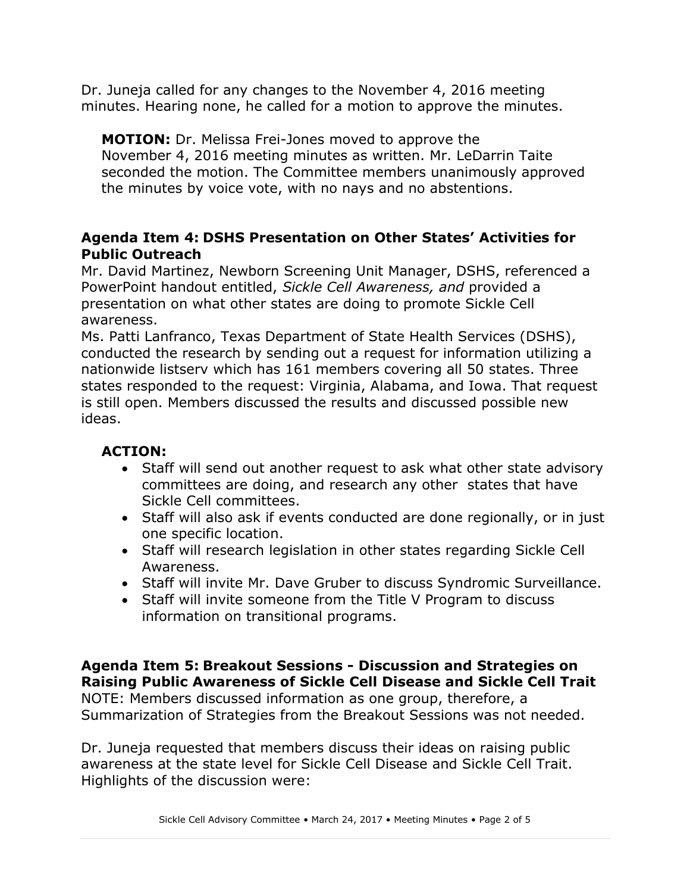Dr. Juneja called for any changes to the November 4, 2016 meeting minutes. Hearing none, he called for a motion to approve the minutes.

**MOTION:** Dr. Melissa Frei-Jones moved to approve the November 4, 2016 meeting minutes as written. Mr. LeDarrin Taite seconded the motion. The Committee members unanimously approved the minutes by voice vote, with no nays and no abstentions.

### Agenda Item 4: DSHS Presentation on Other States' Activities for Public Outreach

Mr. David Martinez, Newborn Screening Unit Manager, DSHS, referenced a PowerPoint handout entitled, *Sickle Cell Awareness, and* provided a presentation on what other states are doing to promote Sickle Cell awareness.

Ms. Patti Lanfranco, Texas Department of State Health Services (DSHS), conducted the research by sending out a request for information utilizing a nationwide listserv which has 161 members covering all 50 states. Three states responded to the request: Virginia, Alabama, and Iowa. That request is still open. Members discussed the results and discussed possible new ideas.

**ACTION:**

- Staff will send out another request to ask what other state advisory committees are doing, and research any other states that have Sickle Cell committees.
- Staff will also ask if events conducted are done regionally, or in just one specific location.
- Staff will research legislation in other states regarding Sickle Cell Awareness.
- Staff will invite Mr. Dave Gruber to discuss Syndromic Surveillance.
- Staff will invite someone from the Title V Program to discuss information on transitional programs.

### Agenda Item 5: Breakout Sessions - Discussion and Strategies on Raising Public Awareness of Sickle Cell Disease and Sickle Cell Trait

NOTE: Members discussed information as one group, therefore, a Summarization of Strategies from the Breakout Sessions was not needed.

Dr. Juneja requested that members discuss their ideas on raising public awareness at the state level for Sickle Cell Disease and Sickle Cell Trait. Highlights of the discussion were: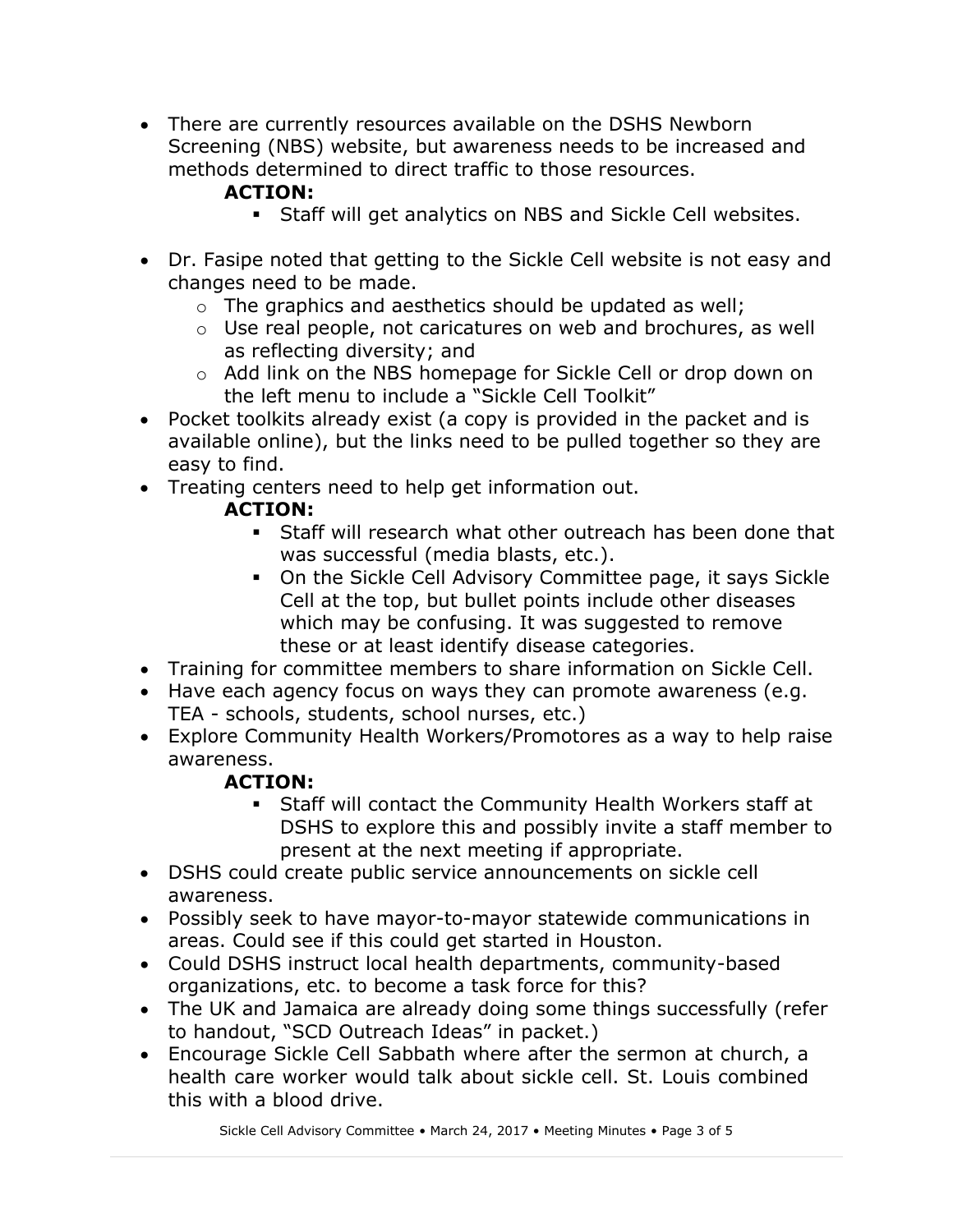- There are currently resources available on the DSHS Newborn Screening (NBS) website, but awareness needs to be increased and methods determined to direct traffic to those resources.

  **ACTION:**
    - Staff will get analytics on NBS and Sickle Cell websites.

- Dr. Fasipe noted that getting to the Sickle Cell website is not easy and changes need to be made.
  - The graphics and aesthetics should be updated as well;
  - Use real people, not caricatures on web and brochures, as well as reflecting diversity; and
  - Add link on the NBS homepage for Sickle Cell or drop down on the left menu to include a "Sickle Cell Toolkit"
- Pocket toolkits already exist (a copy is provided in the packet and is available online), but the links need to be pulled together so they are easy to find.
- Treating centers need to help get information out.

  **ACTION:**
    - Staff will research what other outreach has been done that was successful (media blasts, etc.).
    - On the Sickle Cell Advisory Committee page, it says Sickle Cell at the top, but bullet points include other diseases which may be confusing. It was suggested to remove these or at least identify disease categories.
- Training for committee members to share information on Sickle Cell.
- Have each agency focus on ways they can promote awareness (e.g. TEA - schools, students, school nurses, etc.)
- Explore Community Health Workers/Promotores as a way to help raise awareness.

  **ACTION:**
    - Staff will contact the Community Health Workers staff at DSHS to explore this and possibly invite a staff member to present at the next meeting if appropriate.
- DSHS could create public service announcements on sickle cell awareness.
- Possibly seek to have mayor-to-mayor statewide communications in areas. Could see if this could get started in Houston.
- Could DSHS instruct local health departments, community-based organizations, etc. to become a task force for this?
- The UK and Jamaica are already doing some things successfully (refer to handout, "SCD Outreach Ideas" in packet.)
- Encourage Sickle Cell Sabbath where after the sermon at church, a health care worker would talk about sickle cell. St. Louis combined this with a blood drive.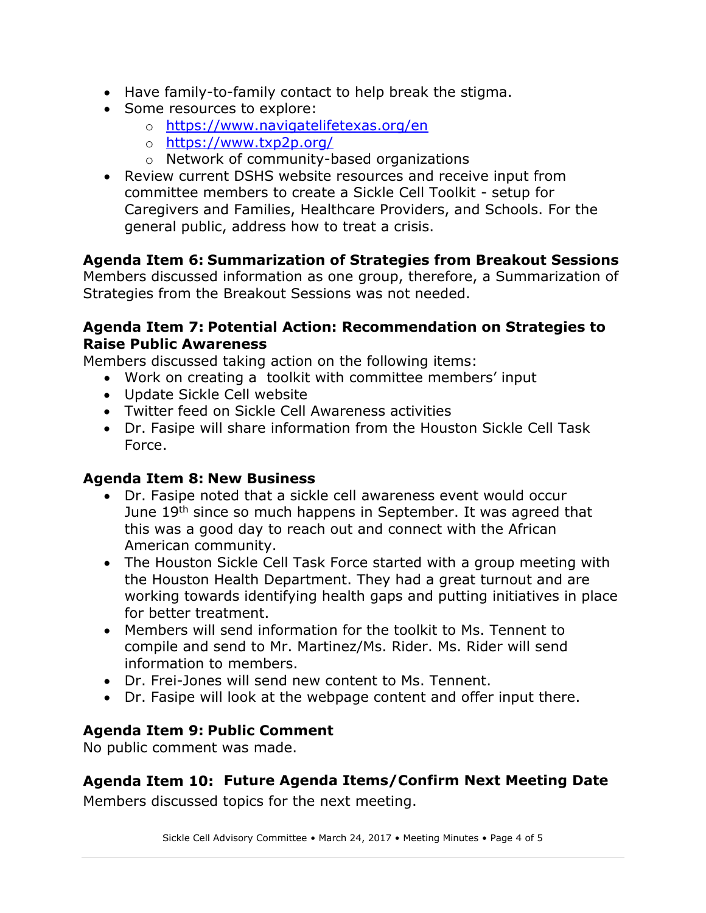- Have family-to-family contact to help break the stigma.
- Some resources to explore:
  - https://www.navigatelifetexas.org/en
  - https://www.txp2p.org/
  - Network of community-based organizations
- Review current DSHS website resources and receive input from committee members to create a Sickle Cell Toolkit - setup for Caregivers and Families, Healthcare Providers, and Schools. For the general public, address how to treat a crisis.

### Agenda Item 6: Summarization of Strategies from Breakout Sessions

Members discussed information as one group, therefore, a Summarization of Strategies from the Breakout Sessions was not needed.

### Agenda Item 7: Potential Action: Recommendation on Strategies to Raise Public Awareness

Members discussed taking action on the following items:

- Work on creating a toolkit with committee members' input
- Update Sickle Cell website
- Twitter feed on Sickle Cell Awareness activities
- Dr. Fasipe will share information from the Houston Sickle Cell Task Force.

### Agenda Item 8: New Business

- Dr. Fasipe noted that a sickle cell awareness event would occur June 19th since so much happens in September. It was agreed that this was a good day to reach out and connect with the African American community.
- The Houston Sickle Cell Task Force started with a group meeting with the Houston Health Department. They had a great turnout and are working towards identifying health gaps and putting initiatives in place for better treatment.
- Members will send information for the toolkit to Ms. Tennent to compile and send to Mr. Martinez/Ms. Rider. Ms. Rider will send information to members.
- Dr. Frei-Jones will send new content to Ms. Tennent.
- Dr. Fasipe will look at the webpage content and offer input there.

### Agenda Item 9: Public Comment

No public comment was made.

### Agenda Item 10: Future Agenda Items/Confirm Next Meeting Date

Members discussed topics for the next meeting.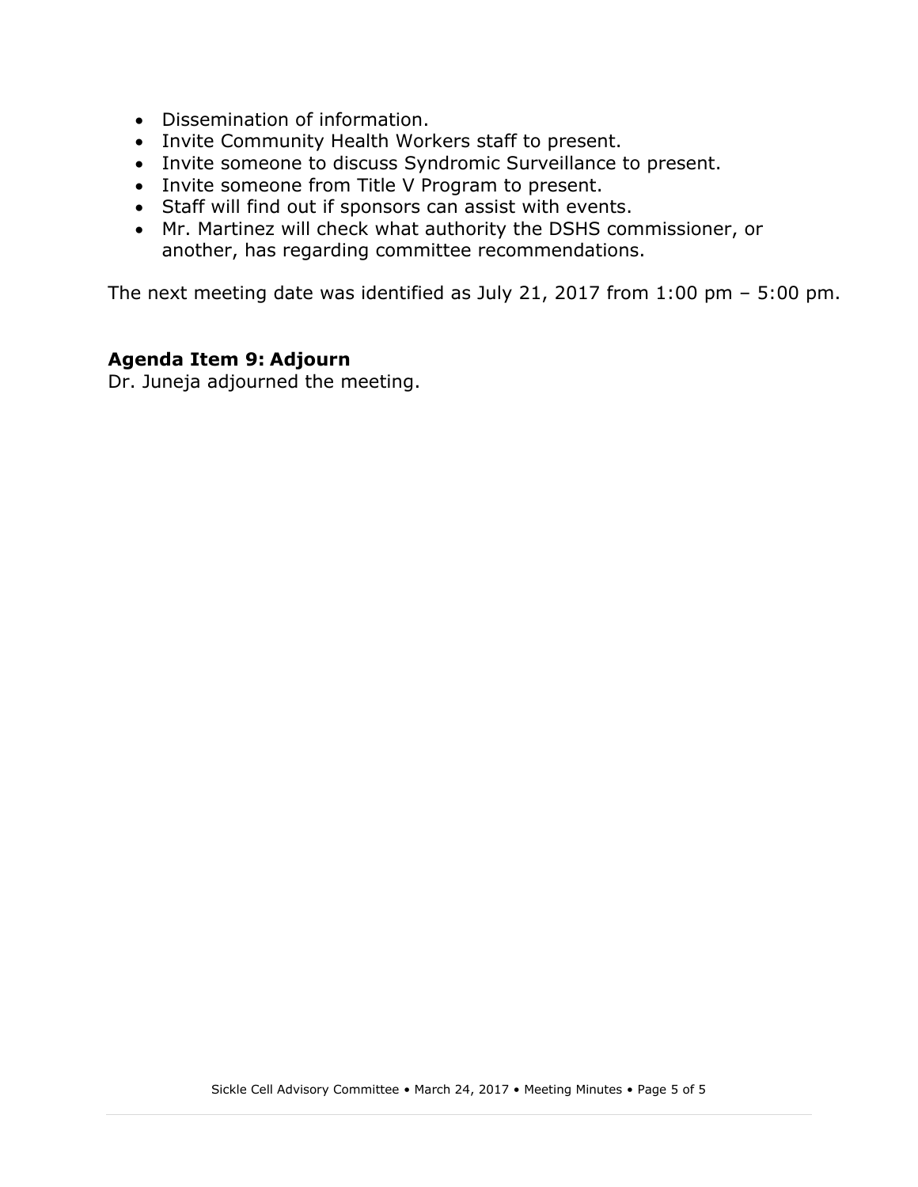- Dissemination of information.
- Invite Community Health Workers staff to present.
- Invite someone to discuss Syndromic Surveillance to present.
- Invite someone from Title V Program to present.
- Staff will find out if sponsors can assist with events.
- Mr. Martinez will check what authority the DSHS commissioner, or another, has regarding committee recommendations.

The next meeting date was identified as July 21, 2017 from 1:00 pm – 5:00 pm.

### Agenda Item 9: Adjourn

Dr. Juneja adjourned the meeting.